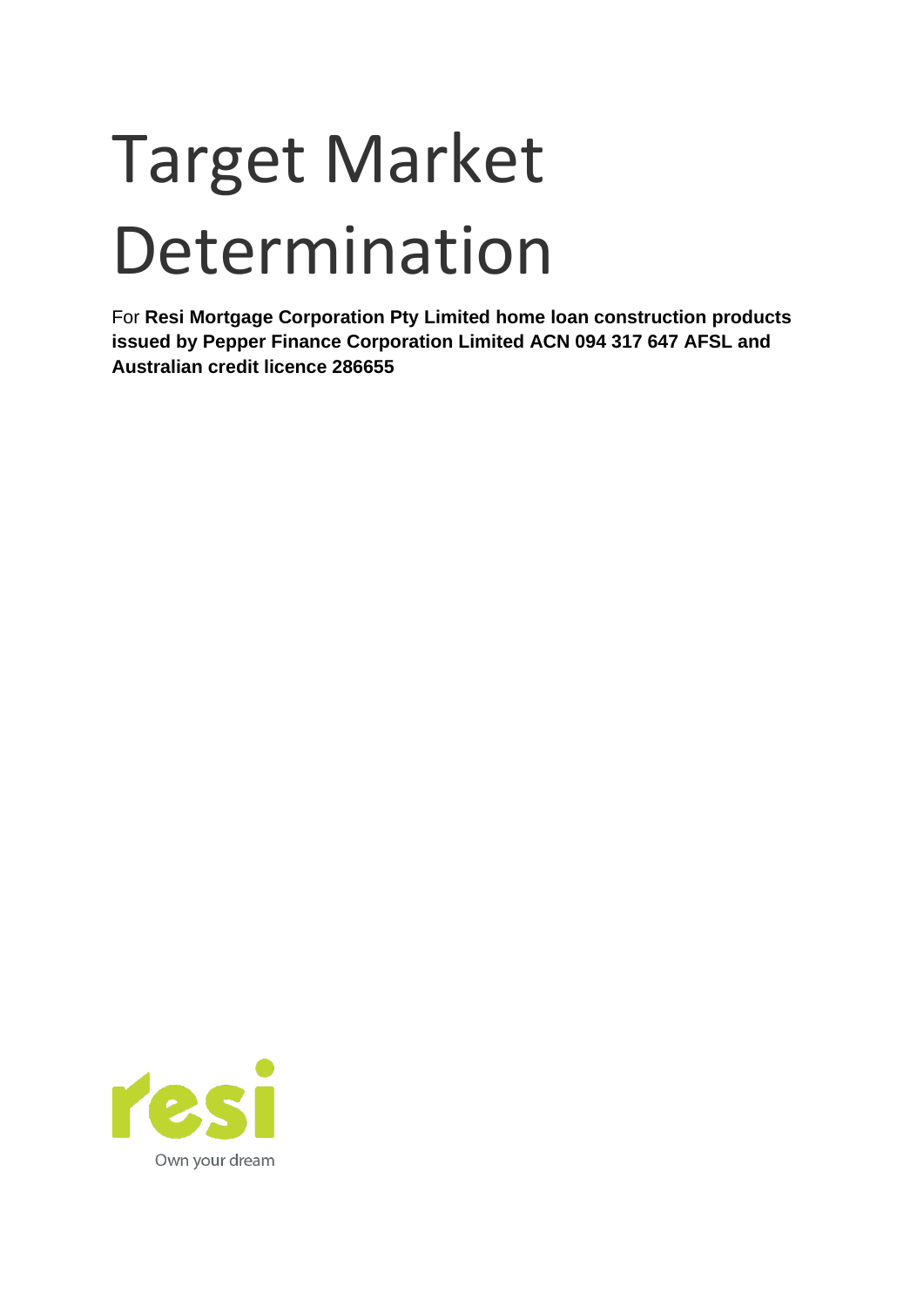# Target Market Determination

For **Resi Mortgage Corporation Pty Limited home loan construction products issued by Pepper Finance Corporation Limited ACN 094 317 647 AFSL and Australian credit licence 286655**

resi

Own your dream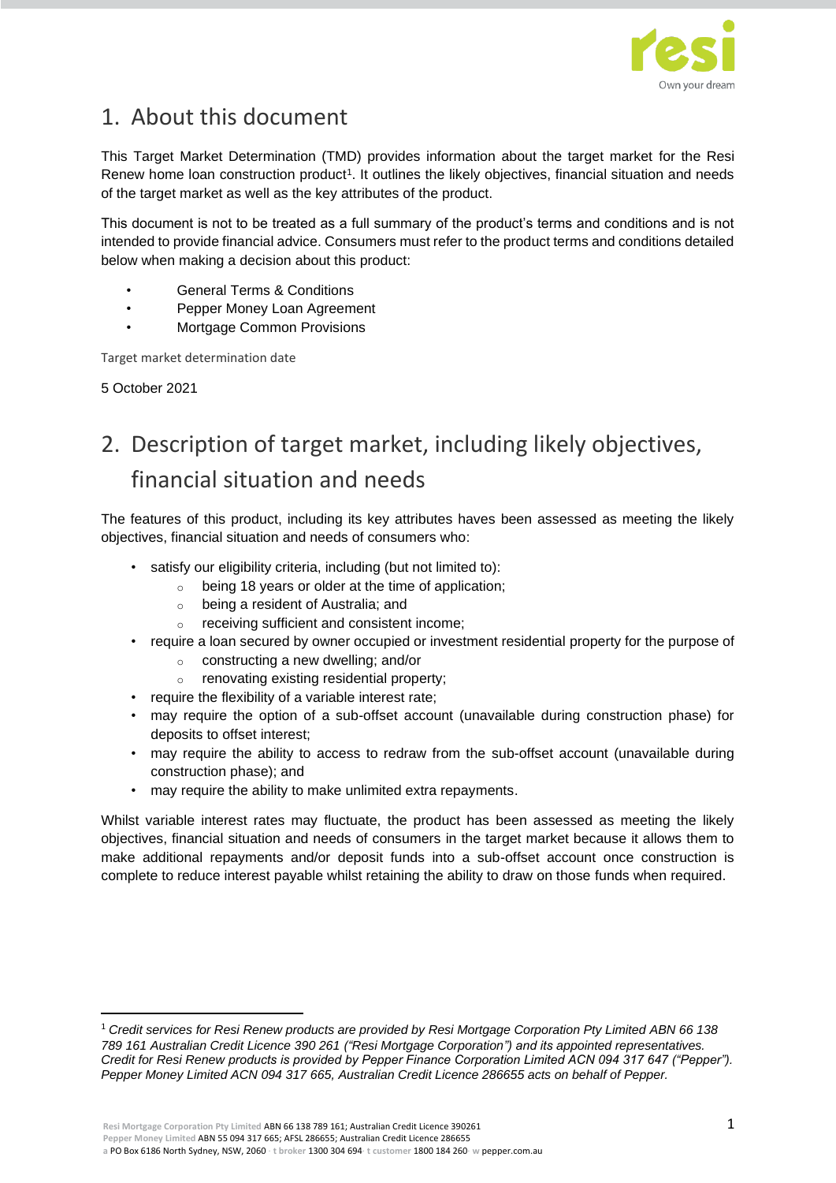## 1. About this document

This Target Market Determination (TMD) provides information about the target market for the Resi Renew home loan construction product[1]. It outlines the likely objectives, financial situation and needs of the target market as well as the key attributes of the product.

This document is not to be treated as a full summary of the product's terms and conditions and is not intended to provide financial advice. Consumers must refer to the product terms and conditions detailed below when making a decision about this product:

- General Terms & Conditions
- Pepper Money Loan Agreement
- Mortgage Common Provisions

Target market determination date

5 October 2021

## 2. Description of target market, including likely objectives, financial situation and needs

The features of this product, including its key attributes haves been assessed as meeting the likely objectives, financial situation and needs of consumers who:

- satisfy our eligibility criteria, including (but not limited to):
  - being 18 years or older at the time of application;
  - being a resident of Australia; and
  - receiving sufficient and consistent income;
- require a loan secured by owner occupied or investment residential property for the purpose of
  - constructing a new dwelling; and/or
  - renovating existing residential property;
- require the flexibility of a variable interest rate;
- may require the option of a sub-offset account (unavailable during construction phase) for deposits to offset interest;
- may require the ability to access to redraw from the sub-offset account (unavailable during construction phase); and
- may require the ability to make unlimited extra repayments.

Whilst variable interest rates may fluctuate, the product has been assessed as meeting the likely objectives, financial situation and needs of consumers in the target market because it allows them to make additional repayments and/or deposit funds into a sub-offset account once construction is complete to reduce interest payable whilst retaining the ability to draw on those funds when required.

---

[1] *Credit services for Resi Renew products are provided by Resi Mortgage Corporation Pty Limited ABN 66 138 789 161 Australian Credit Licence 390 261 ("Resi Mortgage Corporation") and its appointed representatives. Credit for Resi Renew products is provided by Pepper Finance Corporation Limited ACN 094 317 647 ("Pepper"). Pepper Money Limited ACN 094 317 665, Australian Credit Licence 286655 acts on behalf of Pepper.*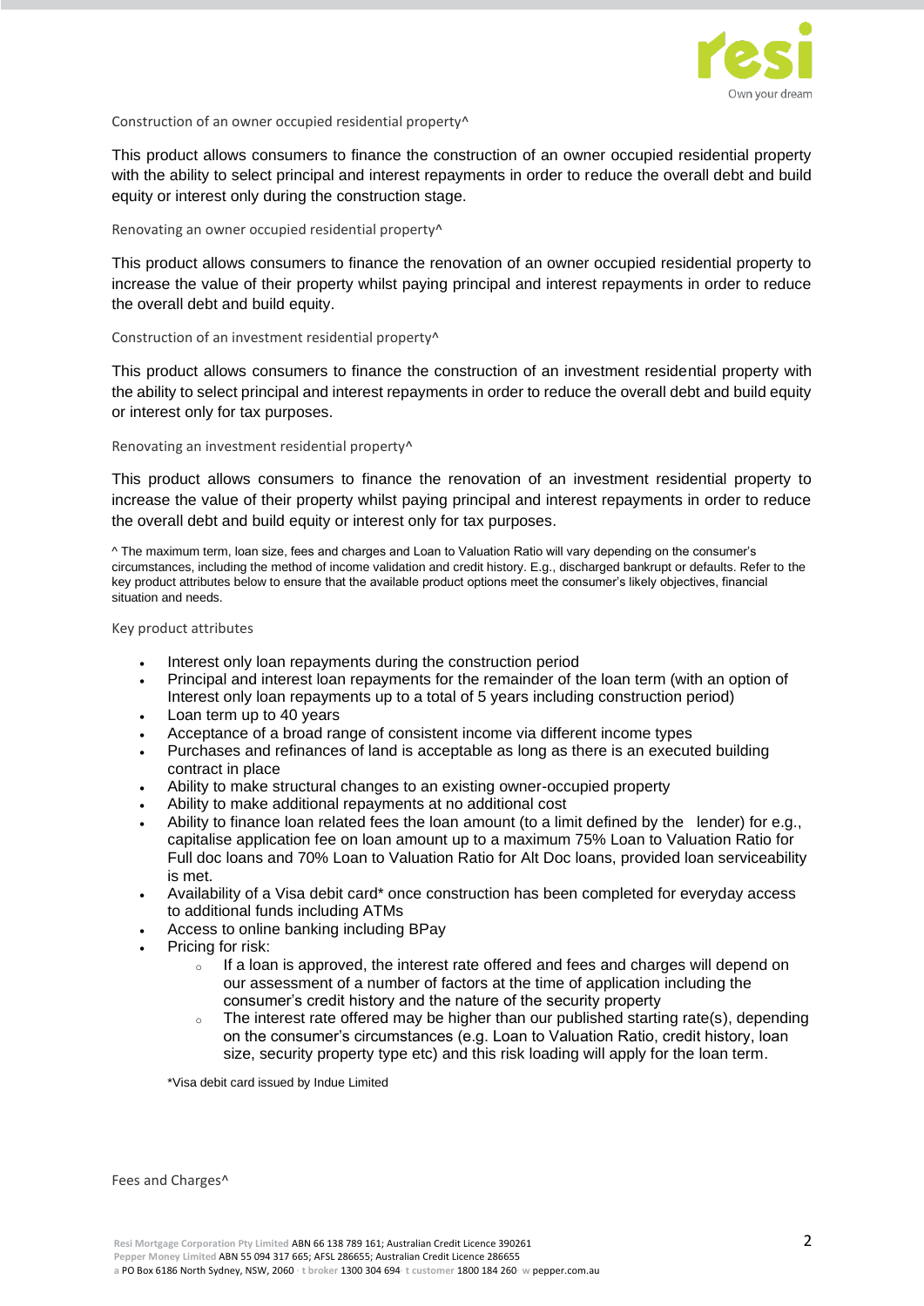### Construction of an owner occupied residential property^

This product allows consumers to finance the construction of an owner occupied residential property with the ability to select principal and interest repayments in order to reduce the overall debt and build equity or interest only during the construction stage.

### Renovating an owner occupied residential property^

This product allows consumers to finance the renovation of an owner occupied residential property to increase the value of their property whilst paying principal and interest repayments in order to reduce the overall debt and build equity.

### Construction of an investment residential property^

This product allows consumers to finance the construction of an investment residential property with the ability to select principal and interest repayments in order to reduce the overall debt and build equity or interest only for tax purposes.

### Renovating an investment residential property^

This product allows consumers to finance the renovation of an investment residential property to increase the value of their property whilst paying principal and interest repayments in order to reduce the overall debt and build equity or interest only for tax purposes.

^ The maximum term, loan size, fees and charges and Loan to Valuation Ratio will vary depending on the consumer's circumstances, including the method of income validation and credit history. E.g., discharged bankrupt or defaults. Refer to the key product attributes below to ensure that the available product options meet the consumer's likely objectives, financial situation and needs.

### Key product attributes

- Interest only loan repayments during the construction period
- Principal and interest loan repayments for the remainder of the loan term (with an option of Interest only loan repayments up to a total of 5 years including construction period)
- Loan term up to 40 years
- Acceptance of a broad range of consistent income via different income types
- Purchases and refinances of land is acceptable as long as there is an executed building contract in place
- Ability to make structural changes to an existing owner-occupied property
- Ability to make additional repayments at no additional cost
- Ability to finance loan related fees the loan amount (to a limit defined by the lender) for e.g., capitalise application fee on loan amount up to a maximum 75% Loan to Valuation Ratio for Full doc loans and 70% Loan to Valuation Ratio for Alt Doc loans, provided loan serviceability is met.
- Availability of a Visa debit card* once construction has been completed for everyday access to additional funds including ATMs
- Access to online banking including BPay
- Pricing for risk:
  - If a loan is approved, the interest rate offered and fees and charges will depend on our assessment of a number of factors at the time of application including the consumer's credit history and the nature of the security property
  - The interest rate offered may be higher than our published starting rate(s), depending on the consumer's circumstances (e.g. Loan to Valuation Ratio, credit history, loan size, security property type etc) and this risk loading will apply for the loan term.

*Visa debit card issued by Indue Limited

### Fees and Charges^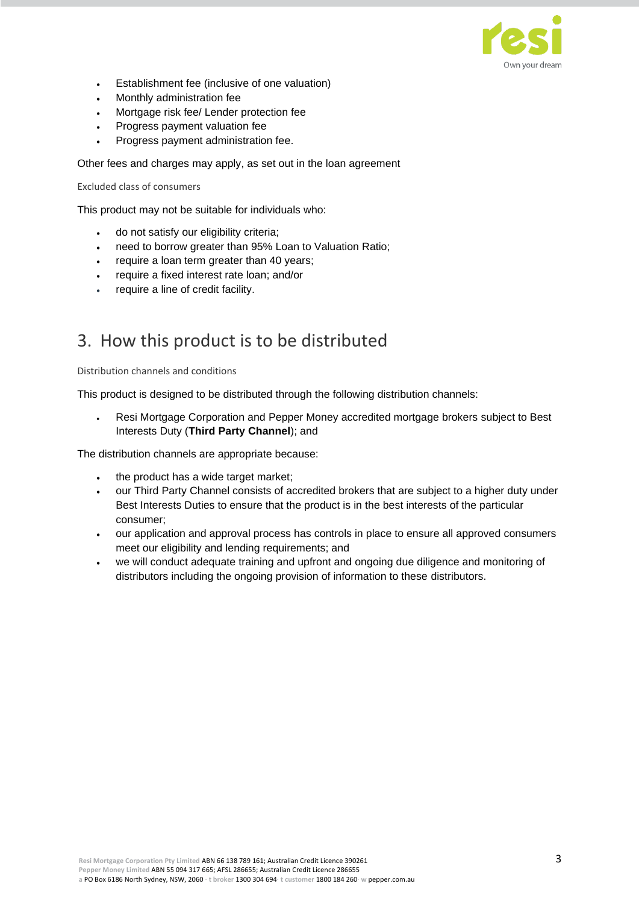- Establishment fee (inclusive of one valuation)
- Monthly administration fee
- Mortgage risk fee/ Lender protection fee
- Progress payment valuation fee
- Progress payment administration fee.

Other fees and charges may apply, as set out in the loan agreement

#### Excluded class of consumers

This product may not be suitable for individuals who:

- do not satisfy our eligibility criteria;
- need to borrow greater than 95% Loan to Valuation Ratio;
- require a loan term greater than 40 years;
- require a fixed interest rate loan; and/or
- require a line of credit facility.

## 3. How this product is to be distributed

#### Distribution channels and conditions

This product is designed to be distributed through the following distribution channels:

- Resi Mortgage Corporation and Pepper Money accredited mortgage brokers subject to Best Interests Duty (**Third Party Channel**); and

The distribution channels are appropriate because:

- the product has a wide target market;
- our Third Party Channel consists of accredited brokers that are subject to a higher duty under Best Interests Duties to ensure that the product is in the best interests of the particular consumer;
- our application and approval process has controls in place to ensure all approved consumers meet our eligibility and lending requirements; and
- we will conduct adequate training and upfront and ongoing due diligence and monitoring of distributors including the ongoing provision of information to these distributors.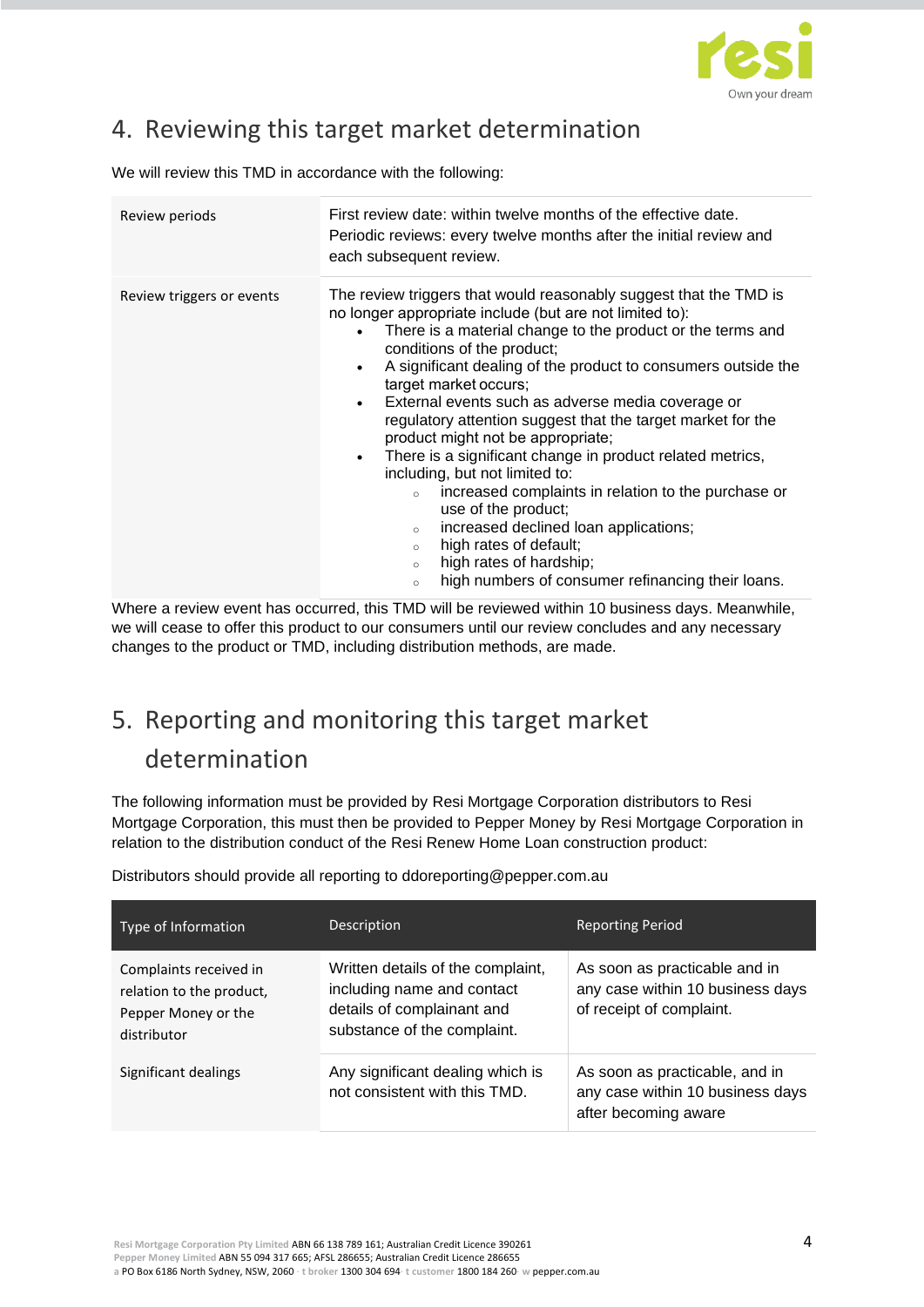## 4. Reviewing this target market determination

We will review this TMD in accordance with the following:

| | |
|---|---|
| Review periods | First review date: within twelve months of the effective date.<br>Periodic reviews: every twelve months after the initial review and each subsequent review. |
| Review triggers or events | The review triggers that would reasonably suggest that the TMD is no longer appropriate include (but are not limited to):<br>• There is a material change to the product or the terms and conditions of the product;<br>• A significant dealing of the product to consumers outside the target market occurs;<br>• External events such as adverse media coverage or regulatory attention suggest that the target market for the product might not be appropriate;<br>• There is a significant change in product related metrics, including, but not limited to:<br>  ◦ increased complaints in relation to the purchase or use of the product;<br>  ◦ increased declined loan applications;<br>  ◦ high rates of default;<br>  ◦ high rates of hardship;<br>  ◦ high numbers of consumer refinancing their loans. |

Where a review event has occurred, this TMD will be reviewed within 10 business days. Meanwhile, we will cease to offer this product to our consumers until our review concludes and any necessary changes to the product or TMD, including distribution methods, are made.

## 5. Reporting and monitoring this target market determination

The following information must be provided by Resi Mortgage Corporation distributors to Resi Mortgage Corporation, this must then be provided to Pepper Money by Resi Mortgage Corporation in relation to the distribution conduct of the Resi Renew Home Loan construction product:

Distributors should provide all reporting to ddoreporting@pepper.com.au

| Type of Information | Description | Reporting Period |
|---|---|---|
| Complaints received in relation to the product, Pepper Money or the distributor | Written details of the complaint, including name and contact details of complainant and substance of the complaint. | As soon as practicable and in any case within 10 business days of receipt of complaint. |
| Significant dealings | Any significant dealing which is not consistent with this TMD. | As soon as practicable, and in any case within 10 business days after becoming aware |